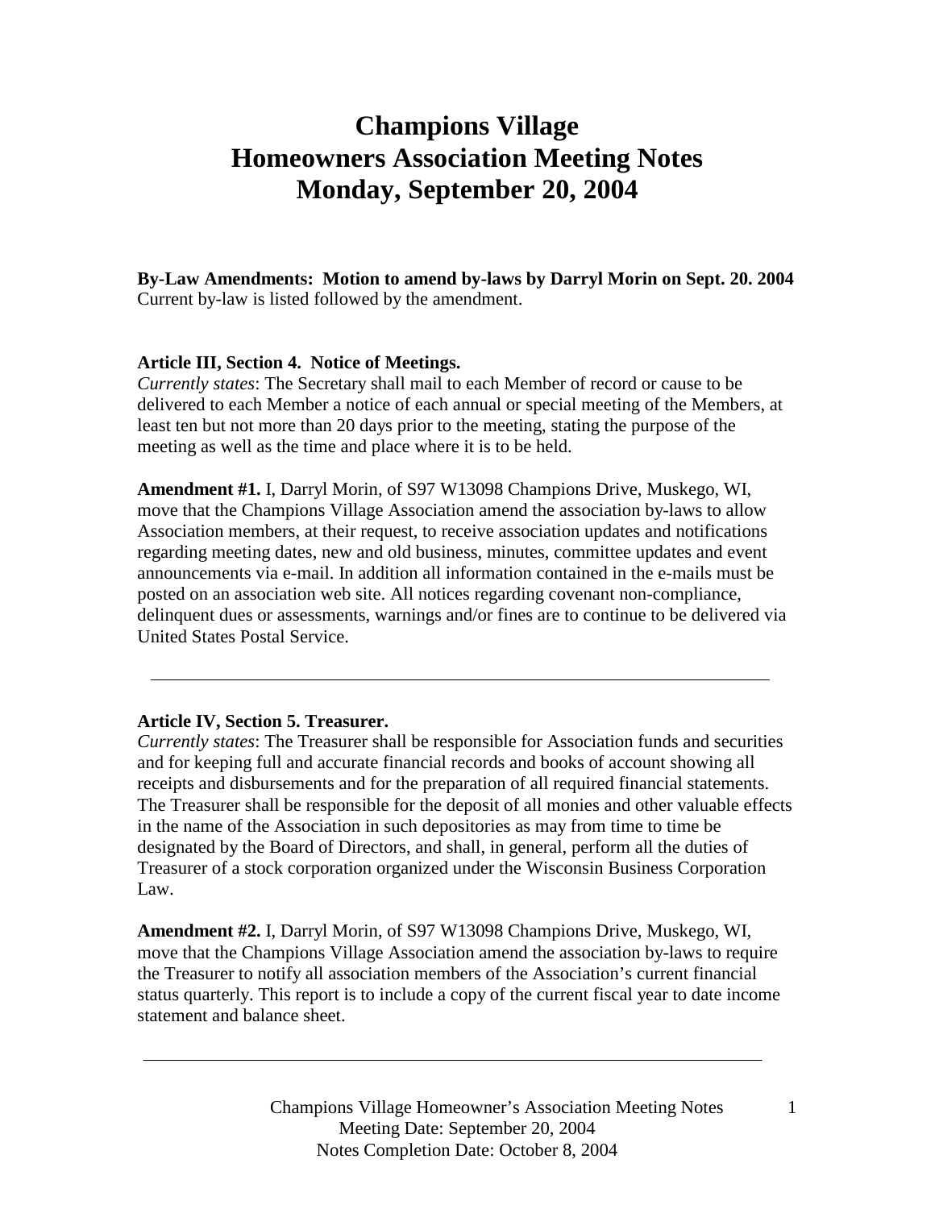# Champions Village
# Homeowners Association Meeting Notes
# Monday, September 20, 2004

**By-Law Amendments: Motion to amend by-laws by Darryl Morin on Sept. 20. 2004**
Current by-law is listed followed by the amendment.

**Article III, Section 4. Notice of Meetings.**
*Currently states*: The Secretary shall mail to each Member of record or cause to be delivered to each Member a notice of each annual or special meeting of the Members, at least ten but not more than 20 days prior to the meeting, stating the purpose of the meeting as well as the time and place where it is to be held.

**Amendment #1.** I, Darryl Morin, of S97 W13098 Champions Drive, Muskego, WI, move that the Champions Village Association amend the association by-laws to allow Association members, at their request, to receive association updates and notifications regarding meeting dates, new and old business, minutes, committee updates and event announcements via e-mail. In addition all information contained in the e-mails must be posted on an association web site. All notices regarding covenant non-compliance, delinquent dues or assessments, warnings and/or fines are to continue to be delivered via United States Postal Service.

---

**Article IV, Section 5. Treasurer.**
*Currently states*: The Treasurer shall be responsible for Association funds and securities and for keeping full and accurate financial records and books of account showing all receipts and disbursements and for the preparation of all required financial statements. The Treasurer shall be responsible for the deposit of all monies and other valuable effects in the name of the Association in such depositories as may from time to time be designated by the Board of Directors, and shall, in general, perform all the duties of Treasurer of a stock corporation organized under the Wisconsin Business Corporation Law.

**Amendment #2.** I, Darryl Morin, of S97 W13098 Champions Drive, Muskego, WI, move that the Champions Village Association amend the association by-laws to require the Treasurer to notify all association members of the Association's current financial status quarterly. This report is to include a copy of the current fiscal year to date income statement and balance sheet.

---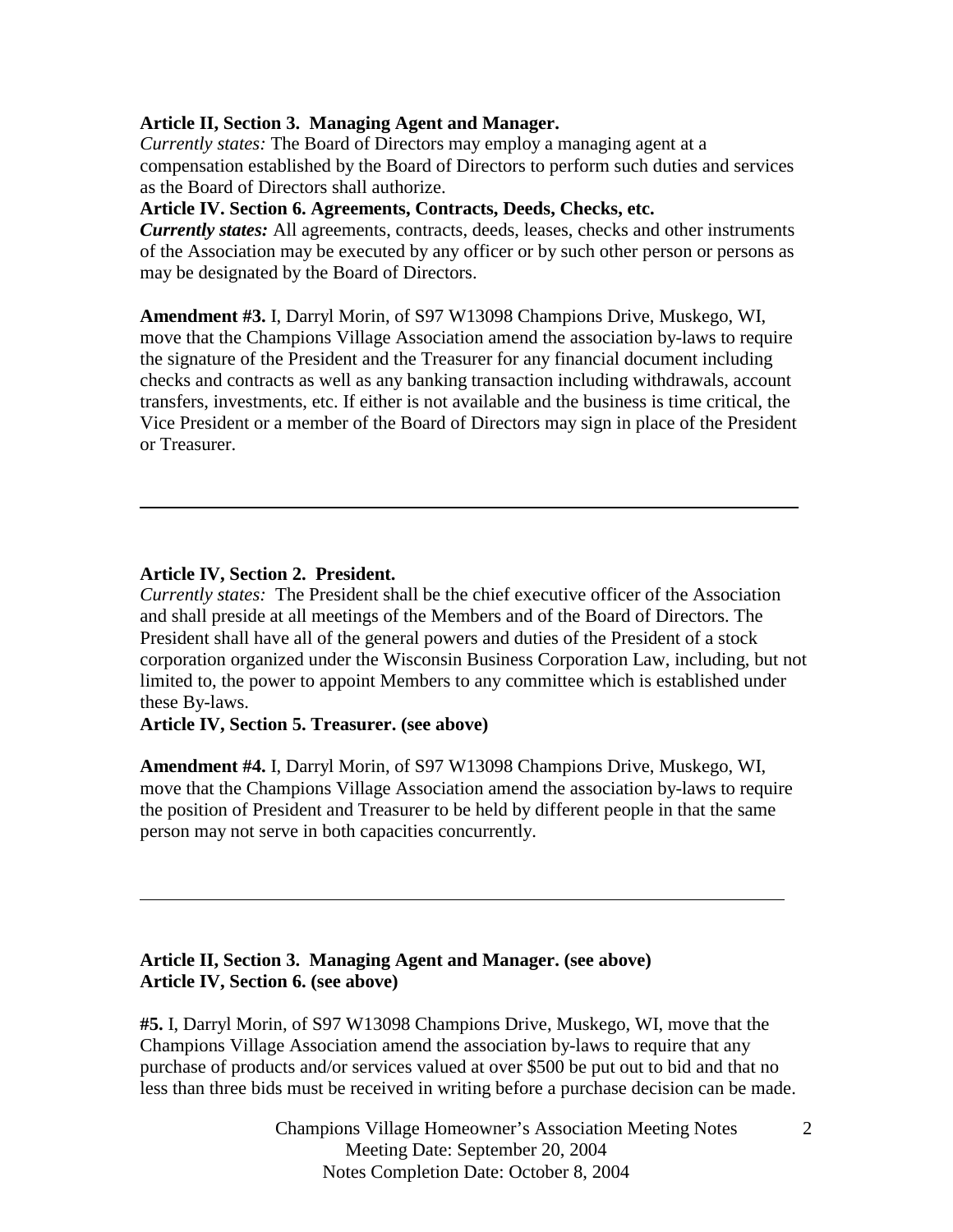**Article II, Section 3. Managing Agent and Manager.**
*Currently states:* The Board of Directors may employ a managing agent at a compensation established by the Board of Directors to perform such duties and services as the Board of Directors shall authorize.

**Article IV. Section 6. Agreements, Contracts, Deeds, Checks, etc.**
***Currently states:*** All agreements, contracts, deeds, leases, checks and other instruments of the Association may be executed by any officer or by such other person or persons as may be designated by the Board of Directors.

**Amendment #3.** I, Darryl Morin, of S97 W13098 Champions Drive, Muskego, WI, move that the Champions Village Association amend the association by-laws to require the signature of the President and the Treasurer for any financial document including checks and contracts as well as any banking transaction including withdrawals, account transfers, investments, etc. If either is not available and the business is time critical, the Vice President or a member of the Board of Directors may sign in place of the President or Treasurer.

---

**Article IV, Section 2. President.**
*Currently states:* The President shall be the chief executive officer of the Association and shall preside at all meetings of the Members and of the Board of Directors. The President shall have all of the general powers and duties of the President of a stock corporation organized under the Wisconsin Business Corporation Law, including, but not limited to, the power to appoint Members to any committee which is established under these By-laws.

**Article IV, Section 5. Treasurer. (see above)**

**Amendment #4.** I, Darryl Morin, of S97 W13098 Champions Drive, Muskego, WI, move that the Champions Village Association amend the association by-laws to require the position of President and Treasurer to be held by different people in that the same person may not serve in both capacities concurrently.

---

**Article II, Section 3. Managing Agent and Manager. (see above)**
**Article IV, Section 6. (see above)**

**#5.** I, Darryl Morin, of S97 W13098 Champions Drive, Muskego, WI, move that the Champions Village Association amend the association by-laws to require that any purchase of products and/or services valued at over $500 be put out to bid and that no less than three bids must be received in writing before a purchase decision can be made.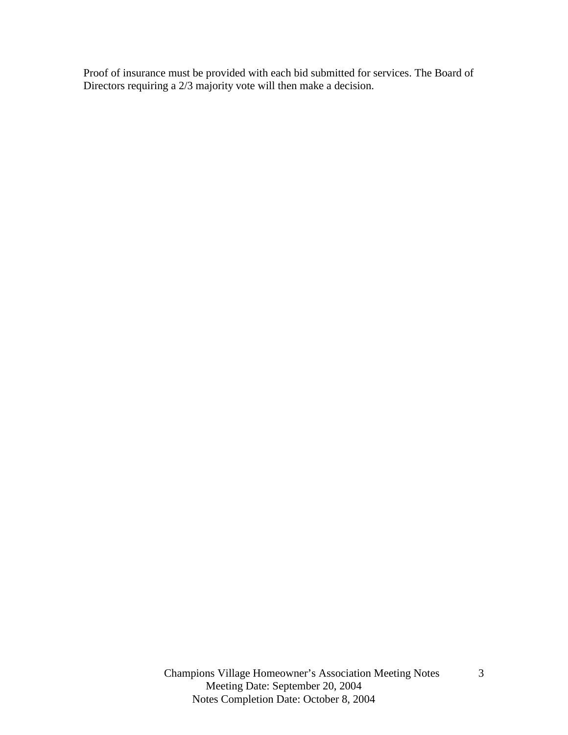Proof of insurance must be provided with each bid submitted for services. The Board of Directors requiring a 2/3 majority vote will then make a decision.